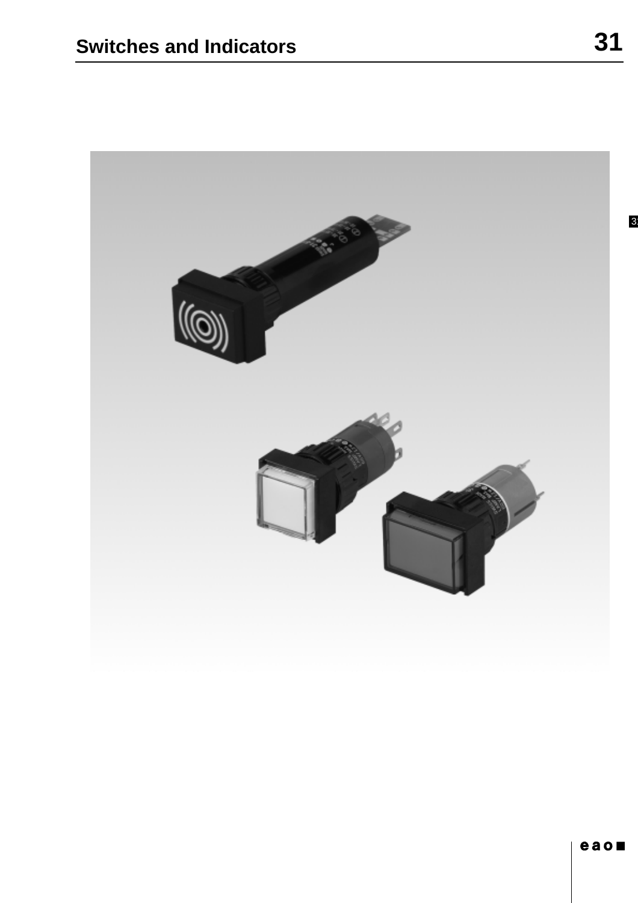# Switches and Indicators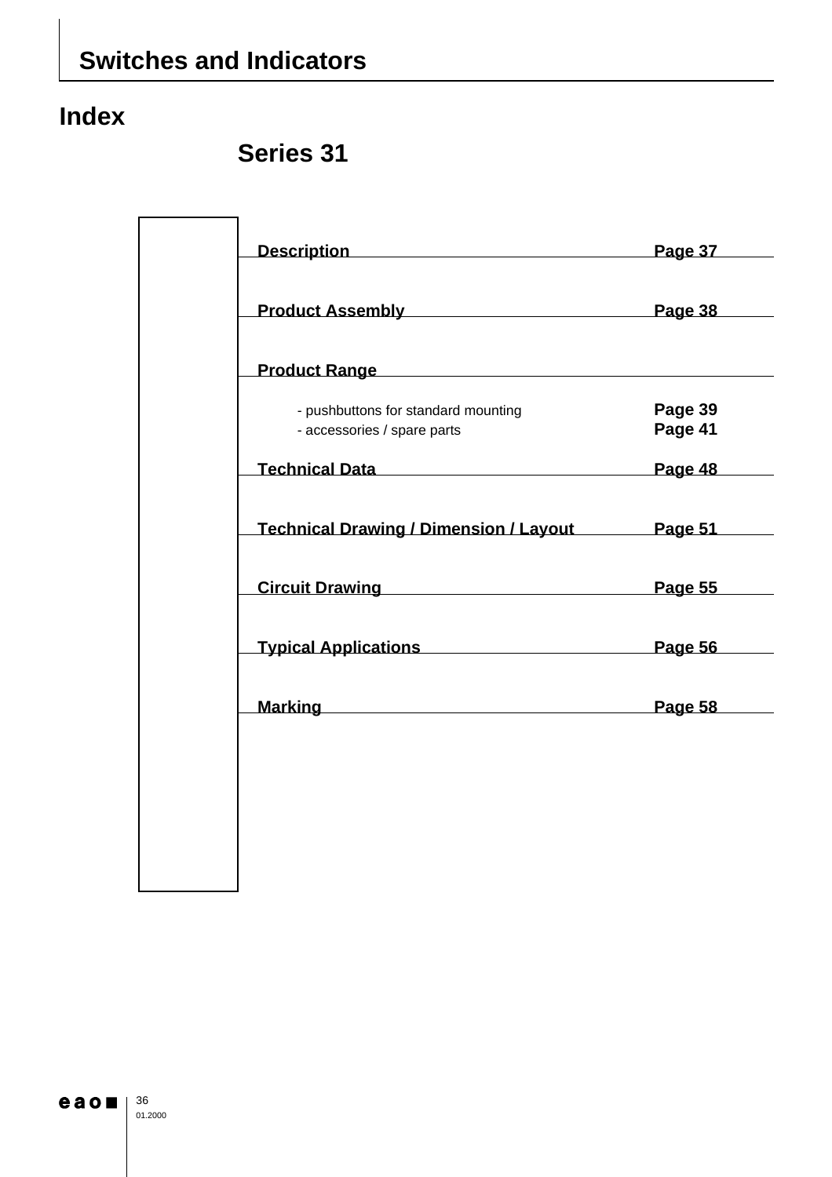# Index

## Series 31

| | |
|---|---|
| **Description** | **Page 37** |
| **Product Assembly** | **Page 38** |
| **Product Range** | |
| - pushbuttons for standard mounting | **Page 39** |
| - accessories / spare parts | **Page 41** |
| **Technical Data** | **Page 48** |
| **Technical Drawing / Dimension / Layout** | **Page 51** |
| **Circuit Drawing** | **Page 55** |
| **Typical Applications** | **Page 56** |
| **Marking** | **Page 58** |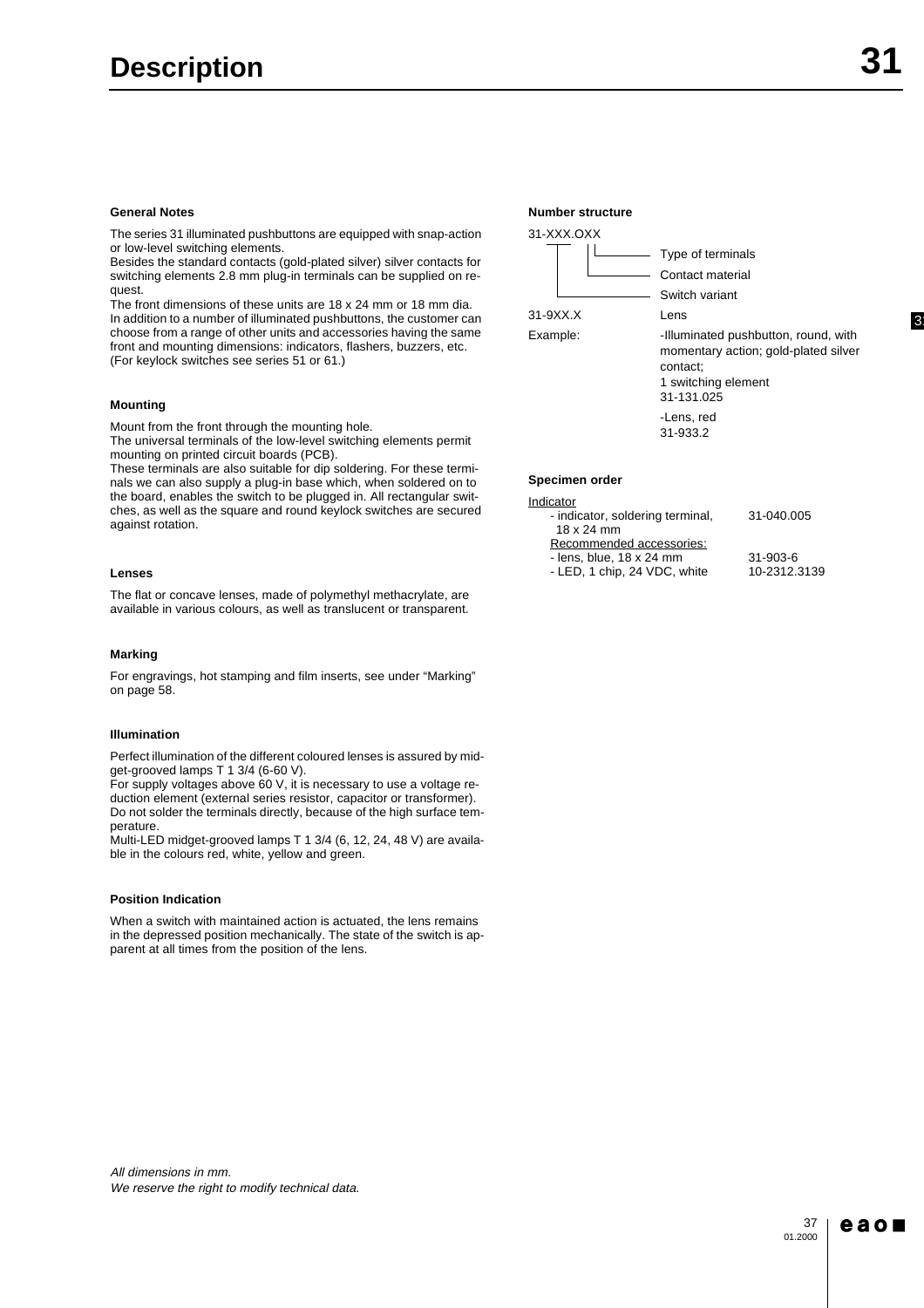# Description

## General Notes

The series 31 illuminated pushbuttons are equipped with snap-action or low-level switching elements.
Besides the standard contacts (gold-plated silver) silver contacts for switching elements 2.8 mm plug-in terminals can be supplied on request.
The front dimensions of these units are 18 x 24 mm or 18 mm dia.
In addition to a number of illuminated pushbuttons, the customer can choose from a range of other units and accessories having the same front and mounting dimensions: indicators, flashers, buzzers, etc.
(For keylock switches see series 51 or 61.)

## Mounting

Mount from the front through the mounting hole.
The universal terminals of the low-level switching elements permit mounting on printed circuit boards (PCB).
These terminals are also suitable for dip soldering. For these terminals we can also supply a plug-in base which, when soldered on to the board, enables the switch to be plugged in. All rectangular switches, as well as the square and round keylock switches are secured against rotation.

## Lenses

The flat or concave lenses, made of polymethyl methacrylate, are available in various colours, as well as translucent or transparent.

## Marking

For engravings, hot stamping and film inserts, see under "Marking" on page 58.

## Illumination

Perfect illumination of the different coloured lenses is assured by midget-grooved lamps T 1 3/4 (6-60 V).
For supply voltages above 60 V, it is necessary to use a voltage reduction element (external series resistor, capacitor or transformer).
Do not solder the terminals directly, because of the high surface temperature.
Multi-LED midget-grooved lamps T 1 3/4 (6, 12, 24, 48 V) are available in the colours red, white, yellow and green.

## Position Indication

When a switch with maintained action is actuated, the lens remains in the depressed position mechanically. The state of the switch is apparent at all times from the position of the lens.

## Number structure

31-XXX.OXX

- Type of terminals
- Contact material
- Switch variant

| | |
|---|---|
| 31-9XX.X | Lens |
| Example: | -Illuminated pushbutton, round, with momentary action; gold-plated silver contact; 1 switching element 31-131.025 |
| | -Lens, red 31-933.2 |

## Specimen order

Indicator

| | |
|---|---|
| - indicator, soldering terminal, 18 x 24 mm | 31-040.005 |
| Recommended accessories: | |
| - lens, blue, 18 x 24 mm | 31-903-6 |
| - LED, 1 chip, 24 VDC, white | 10-2312.3139 |

*All dimensions in mm.*
*We reserve the right to modify technical data.*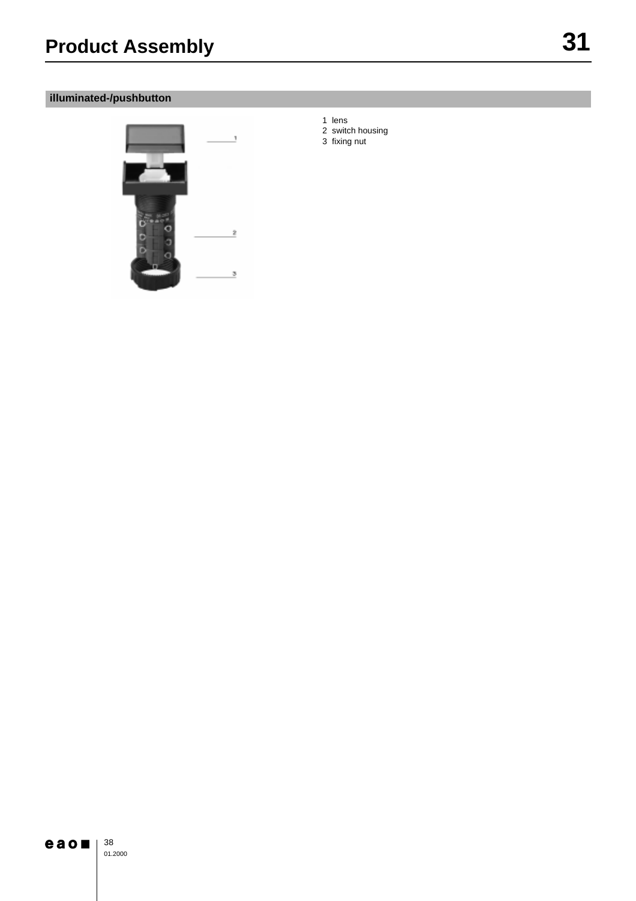# Product Assembly

## illuminated-/pushbutton

1 lens
2 switch housing
3 fixing nut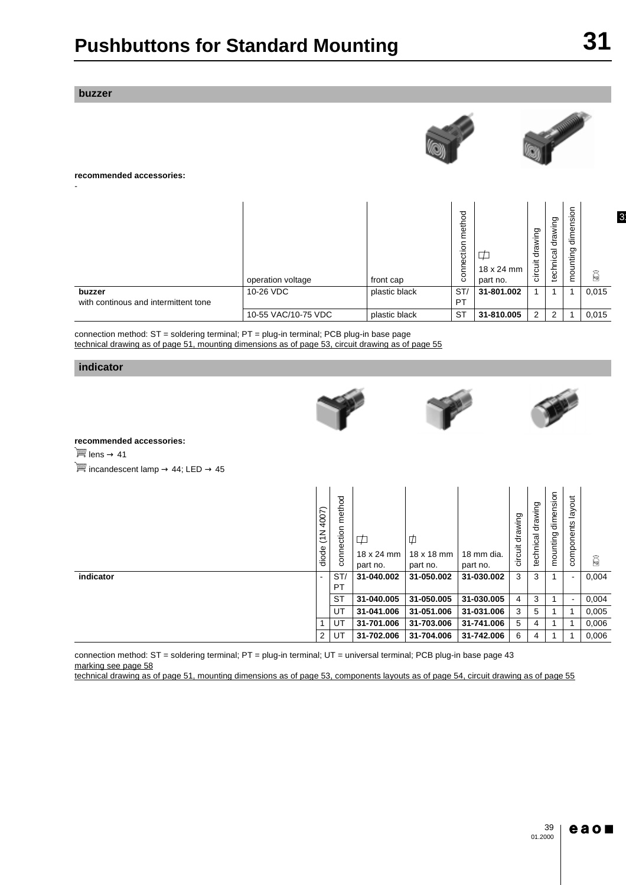# Pushbuttons for Standard Mounting

## buzzer

**recommended accessories:**

-

| | operation voltage | front cap | connection method | 18 x 24 mm part no. | circuit drawing | technical drawing | mounting dimension | kg |
|---|---|---|---|---|---|---|---|---|
| **buzzer** with continous and intermittent tone | 10-26 VDC | plastic black | ST/PT | **31-801.002** | 1 | 1 | 1 | 0,015 |
| | 10-55 VAC/10-75 VDC | plastic black | ST | **31-810.005** | 2 | 2 | 1 | 0,015 |

connection method: ST = soldering terminal; PT = plug-in terminal; PCB plug-in base page
technical drawing as of page 51, mounting dimensions as of page 53, circuit drawing as of page 55

## indicator

**recommended accessories:**

lens → 41

incandescent lamp → 44; LED → 45

| | diode (1N 4007) | connection method | 18 x 24 mm part no. | 18 x 18 mm part no. | 18 mm dia. part no. | circuit drawing | technical drawing | mounting dimension | components layout | kg |
|---|---|---|---|---|---|---|---|---|---|---|
| **indicator** | - | ST/PT | **31-040.002** | **31-050.002** | **31-030.002** | 3 | 3 | 1 | - | 0,004 |
| | | ST | **31-040.005** | **31-050.005** | **31-030.005** | 4 | 3 | 1 | - | 0,004 |
| | | UT | **31-041.006** | **31-051.006** | **31-031.006** | 3 | 5 | 1 | 1 | 0,005 |
| | 1 | UT | **31-701.006** | **31-703.006** | **31-741.006** | 5 | 4 | 1 | 1 | 0,006 |
| | 2 | UT | **31-702.006** | **31-704.006** | **31-742.006** | 6 | 4 | 1 | 1 | 0,006 |

connection method: ST = soldering terminal; PT = plug-in terminal; UT = universal terminal; PCB plug-in base page 43
marking see page 58
technical drawing as of page 51, mounting dimensions as of page 53, components layouts as of page 54, circuit drawing as of page 55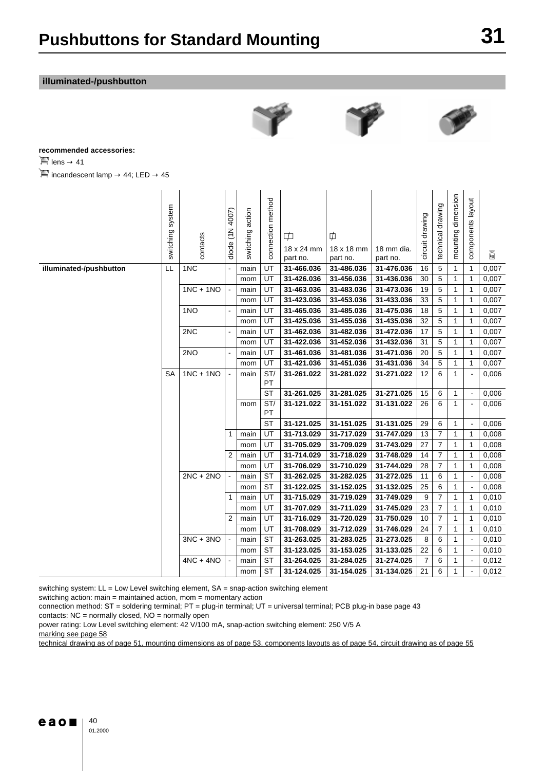# Pushbuttons for Standard Mounting

## illuminated-/pushbutton

**recommended accessories:**

lens → 41

incandescent lamp → 44; LED → 45

| | switching system | contacts | diode (1N 4007) | switching action | connection method | 18 x 24 mm part no. | 18 x 18 mm part no. | 18 mm dia. part no. | circuit drawing | technical drawing | mounting dimension | components layout | kg |
|---|---|---|---|---|---|---|---|---|---|---|---|---|---|
| **illuminated-/pushbutton** | LL | 1NC | - | main | UT | **31-466.036** | **31-486.036** | **31-476.036** | 16 | 5 | 1 | 1 | 0,007 |
| | | | | mom | UT | **31-426.036** | **31-456.036** | **31-436.036** | 30 | 5 | 1 | 1 | 0,007 |
| | | 1NC + 1NO | - | main | UT | **31-463.036** | **31-483.036** | **31-473.036** | 19 | 5 | 1 | 1 | 0,007 |
| | | | | mom | UT | **31-423.036** | **31-453.036** | **31-433.036** | 33 | 5 | 1 | 1 | 0,007 |
| | | 1NO | - | main | UT | **31-465.036** | **31-485.036** | **31-475.036** | 18 | 5 | 1 | 1 | 0,007 |
| | | | | mom | UT | **31-425.036** | **31-455.036** | **31-435.036** | 32 | 5 | 1 | 1 | 0,007 |
| | | 2NC | - | main | UT | **31-462.036** | **31-482.036** | **31-472.036** | 17 | 5 | 1 | 1 | 0,007 |
| | | | | mom | UT | **31-422.036** | **31-452.036** | **31-432.036** | 31 | 5 | 1 | 1 | 0,007 |
| | | 2NO | - | main | UT | **31-461.036** | **31-481.036** | **31-471.036** | 20 | 5 | 1 | 1 | 0,007 |
| | | | | mom | UT | **31-421.036** | **31-451.036** | **31-431.036** | 34 | 5 | 1 | 1 | 0,007 |
| | SA | 1NC + 1NO | - | main | ST/ PT | **31-261.022** | **31-281.022** | **31-271.022** | 12 | 6 | 1 | - | 0,006 |
| | | | | | ST | **31-261.025** | **31-281.025** | **31-271.025** | 15 | 6 | 1 | - | 0,006 |
| | | | | mom | ST/ PT | **31-121.022** | **31-151.022** | **31-131.022** | 26 | 6 | 1 | - | 0,006 |
| | | | | | ST | **31-121.025** | **31-151.025** | **31-131.025** | 29 | 6 | 1 | - | 0,006 |
| | | | 1 | main | UT | **31-713.029** | **31-717.029** | **31-747.029** | 13 | 7 | 1 | 1 | 0,008 |
| | | | | mom | UT | **31-705.029** | **31-709.029** | **31-743.029** | 27 | 7 | 1 | 1 | 0,008 |
| | | | 2 | main | UT | **31-714.029** | **31-718.029** | **31-748.029** | 14 | 7 | 1 | 1 | 0,008 |
| | | | | mom | UT | **31-706.029** | **31-710.029** | **31-744.029** | 28 | 7 | 1 | 1 | 0,008 |
| | | 2NC + 2NO | - | main | ST | **31-262.025** | **31-282.025** | **31-272.025** | 11 | 6 | 1 | - | 0,008 |
| | | | | mom | ST | **31-122.025** | **31-152.025** | **31-132.025** | 25 | 6 | 1 | - | 0,008 |
| | | | 1 | main | UT | **31-715.029** | **31-719.029** | **31-749.029** | 9 | 7 | 1 | 1 | 0,010 |
| | | | | mom | UT | **31-707.029** | **31-711.029** | **31-745.029** | 23 | 7 | 1 | 1 | 0,010 |
| | | | 2 | main | UT | **31-716.029** | **31-720.029** | **31-750.029** | 10 | 7 | 1 | 1 | 0,010 |
| | | | | mom | UT | **31-708.029** | **31-712.029** | **31-746.029** | 24 | 7 | 1 | 1 | 0,010 |
| | | 3NC + 3NO | - | main | ST | **31-263.025** | **31-283.025** | **31-273.025** | 8 | 6 | 1 | - | 0,010 |
| | | | | mom | ST | **31-123.025** | **31-153.025** | **31-133.025** | 22 | 6 | 1 | - | 0,010 |
| | | 4NC + 4NO | - | main | ST | **31-264.025** | **31-284.025** | **31-274.025** | 7 | 6 | 1 | - | 0,012 |
| | | | | mom | ST | **31-124.025** | **31-154.025** | **31-134.025** | 21 | 6 | 1 | - | 0,012 |

switching system: LL = Low Level switching element, SA = snap-action switching element
switching action: main = maintained action, mom = momentary action
connection method: ST = soldering terminal; PT = plug-in terminal; UT = universal terminal; PCB plug-in base page 43
contacts: NC = normally closed, NO = normally open
power rating: Low Level switching element: 42 V/100 mA, snap-action switching element: 250 V/5 A
marking see page 58
technical drawing as of page 51, mounting dimensions as of page 53, components layouts as of page 54, circuit drawing as of page 55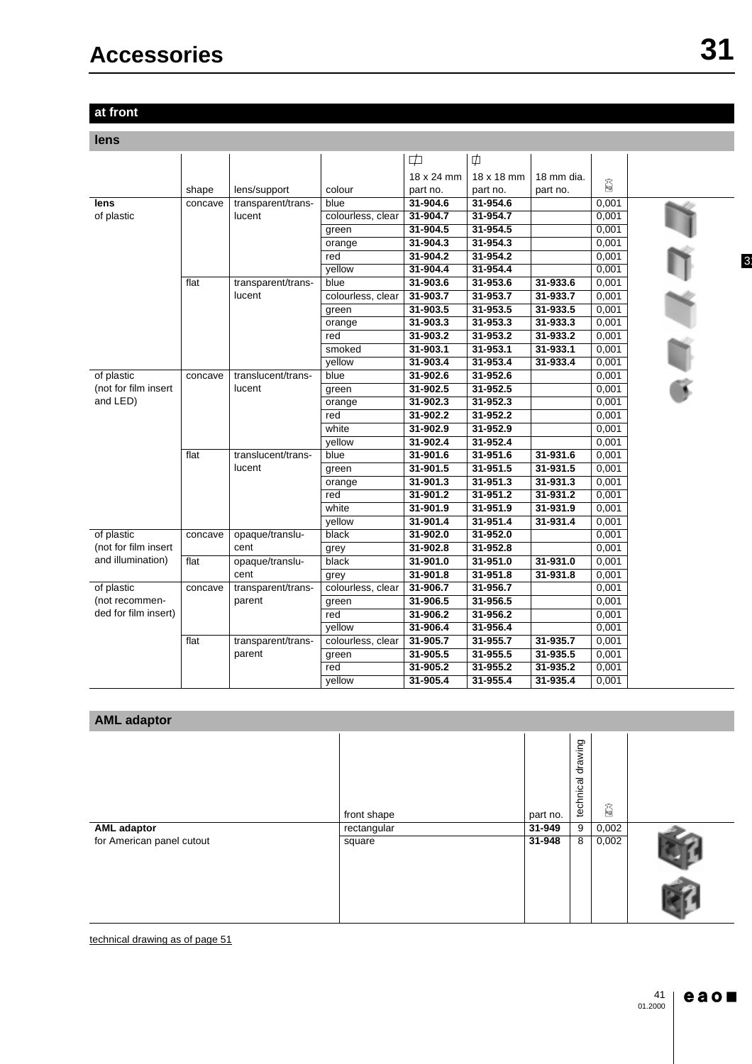# Accessories

## at front

### lens

| | shape | lens/support | colour | 18 x 24 mm part no. | 18 x 18 mm part no. | 18 mm dia. part no. | kg |
|---|---|---|---|---|---|---|---|
| **lens** | concave | transparent/trans-lucent | blue | **31-904.6** | **31-954.6** | | 0,001 |
| of plastic | | | colourless, clear | **31-904.7** | **31-954.7** | | 0,001 |
| | | | green | **31-904.5** | **31-954.5** | | 0,001 |
| | | | orange | **31-904.3** | **31-954.3** | | 0,001 |
| | | | red | **31-904.2** | **31-954.2** | | 0,001 |
| | | | yellow | **31-904.4** | **31-954.4** | | 0,001 |
| | flat | transparent/trans-lucent | blue | **31-903.6** | **31-953.6** | **31-933.6** | 0,001 |
| | | | colourless, clear | **31-903.7** | **31-953.7** | **31-933.7** | 0,001 |
| | | | green | **31-903.5** | **31-953.5** | **31-933.5** | 0,001 |
| | | | orange | **31-903.3** | **31-953.3** | **31-933.3** | 0,001 |
| | | | red | **31-903.2** | **31-953.2** | **31-933.2** | 0,001 |
| | | | smoked | **31-903.1** | **31-953.1** | **31-933.1** | 0,001 |
| | | | yellow | **31-903.4** | **31-953.4** | **31-933.4** | 0,001 |
| of plastic (not for film insert and LED) | concave | translucent/trans-lucent | blue | **31-902.6** | **31-952.6** | | 0,001 |
| | | | green | **31-902.5** | **31-952.5** | | 0,001 |
| | | | orange | **31-902.3** | **31-952.3** | | 0,001 |
| | | | red | **31-902.2** | **31-952.2** | | 0,001 |
| | | | white | **31-902.9** | **31-952.9** | | 0,001 |
| | | | yellow | **31-902.4** | **31-952.4** | | 0,001 |
| | flat | translucent/trans-lucent | blue | **31-901.6** | **31-951.6** | **31-931.6** | 0,001 |
| | | | green | **31-901.5** | **31-951.5** | **31-931.5** | 0,001 |
| | | | orange | **31-901.3** | **31-951.3** | **31-931.3** | 0,001 |
| | | | red | **31-901.2** | **31-951.2** | **31-931.2** | 0,001 |
| | | | white | **31-901.9** | **31-951.9** | **31-931.9** | 0,001 |
| | | | yellow | **31-901.4** | **31-951.4** | **31-931.4** | 0,001 |
| of plastic (not for film insert and illumination) | concave | opaque/translu-cent | black | **31-902.0** | **31-952.0** | | 0,001 |
| | | | grey | **31-902.8** | **31-952.8** | | 0,001 |
| | flat | opaque/translu-cent | black | **31-901.0** | **31-951.0** | **31-931.0** | 0,001 |
| | | | grey | **31-901.8** | **31-951.8** | **31-931.8** | 0,001 |
| of plastic (not recommen-ded for film insert) | concave | transparent/trans-parent | colourless, clear | **31-906.7** | **31-956.7** | | 0,001 |
| | | | green | **31-906.5** | **31-956.5** | | 0,001 |
| | | | red | **31-906.2** | **31-956.2** | | 0,001 |
| | | | yellow | **31-906.4** | **31-956.4** | | 0,001 |
| | flat | transparent/trans-parent | colourless, clear | **31-905.7** | **31-955.7** | **31-935.7** | 0,001 |
| | | | green | **31-905.5** | **31-955.5** | **31-935.5** | 0,001 |
| | | | red | **31-905.2** | **31-955.2** | **31-935.2** | 0,001 |
| | | | yellow | **31-905.4** | **31-955.4** | **31-935.4** | 0,001 |

### AML adaptor

| | front shape | part no. | technical drawing | kg |
|---|---|---|---|---|
| **AML adaptor** | rectangular | **31-949** | 9 | 0,002 |
| for American panel cutout | square | **31-948** | 8 | 0,002 |

technical drawing as of page 51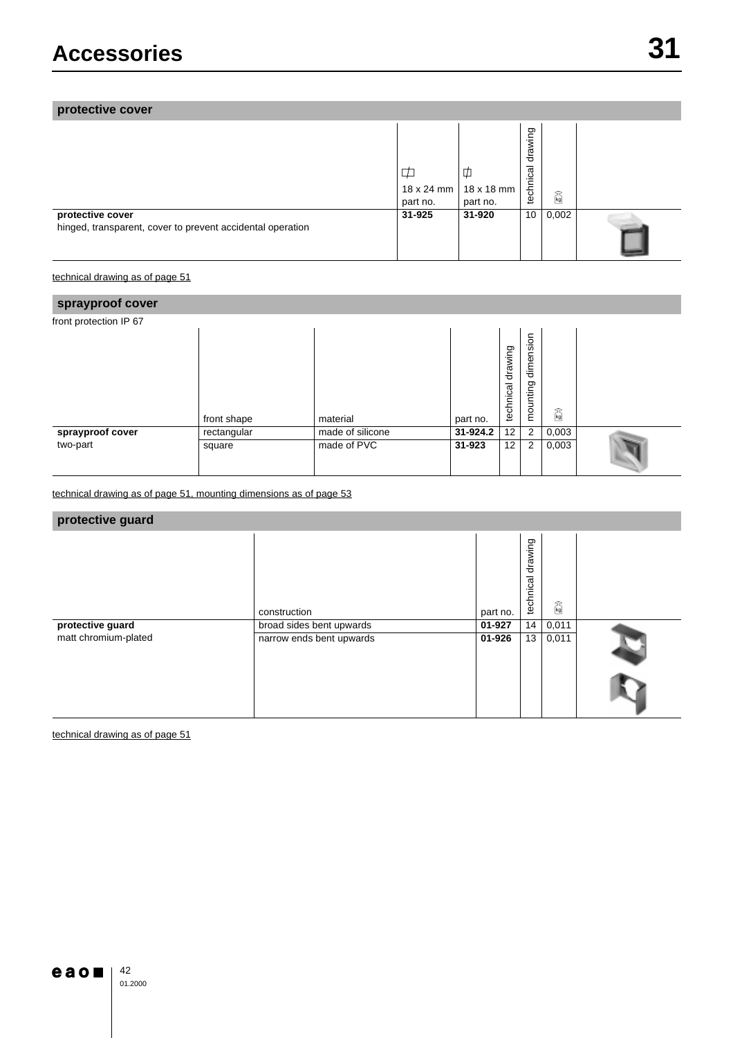# Accessories

## protective cover

| | 18 x 24 mm part no. | 18 x 18 mm part no. | technical drawing | kg |
|---|---|---|---|---|
| **protective cover** hinged, transparent, cover to prevent accidental operation | **31-925** | **31-920** | 10 | 0,002 |

technical drawing as of page 51

## sprayproof cover

front protection IP 67

| | front shape | material | part no. | technical drawing | mounting dimension | kg |
|---|---|---|---|---|---|---|
| **sprayproof cover** | rectangular | made of silicone | **31-924.2** | 12 | 2 | 0,003 |
| two-part | square | made of PVC | **31-923** | 12 | 2 | 0,003 |

technical drawing as of page 51, mounting dimensions as of page 53

## protective guard

| | construction | part no. | technical drawing | kg |
|---|---|---|---|---|
| **protective guard** | broad sides bent upwards | **01-927** | 14 | 0,011 |
| matt chromium-plated | narrow ends bent upwards | **01-926** | 13 | 0,011 |

technical drawing as of page 51

01.2000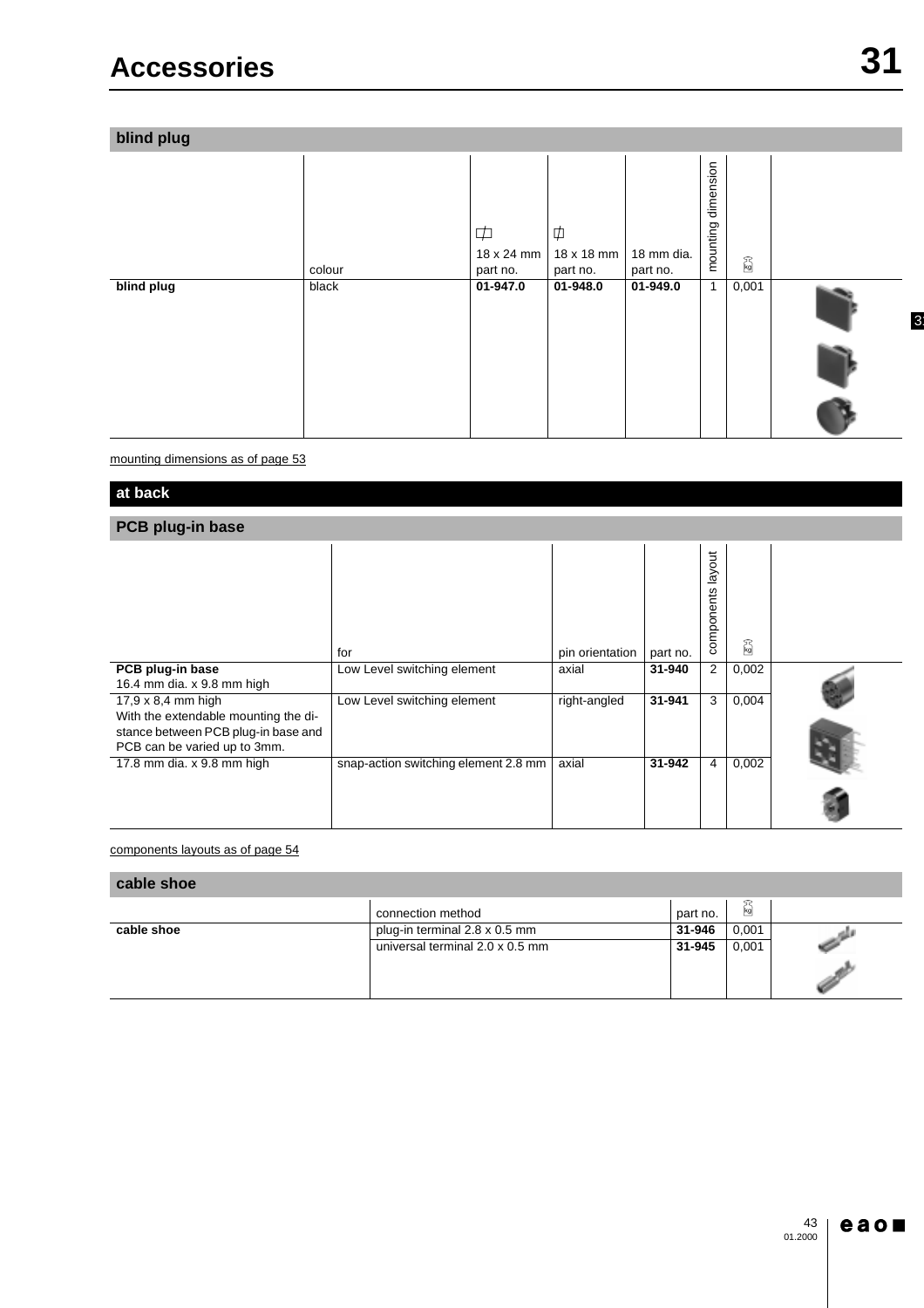# Accessories

## blind plug

| | colour | 18 x 24 mm part no. | 18 x 18 mm part no. | 18 mm dia. part no. | mounting dimension | kg |
|---|---|---|---|---|---|---|
| **blind plug** | black | **01-947.0** | **01-948.0** | **01-949.0** | 1 | 0,001 |

mounting dimensions as of page 53

## at back

## PCB plug-in base

| | for | pin orientation | part no. | components layout | kg |
|---|---|---|---|---|---|
| **PCB plug-in base** 16.4 mm dia. x 9.8 mm high | Low Level switching element | axial | **31-940** | 2 | 0,002 |
| 17,9 x 8,4 mm high With the extendable mounting the distance between PCB plug-in base and PCB can be varied up to 3mm. | Low Level switching element | right-angled | **31-941** | 3 | 0,004 |
| 17.8 mm dia. x 9.8 mm high | snap-action switching element 2.8 mm | axial | **31-942** | 4 | 0,002 |

components layouts as of page 54

## cable shoe

| | connection method | part no. | kg |
|---|---|---|---|
| **cable shoe** | plug-in terminal 2.8 x 0.5 mm | **31-946** | 0,001 |
| | universal terminal 2.0 x 0.5 mm | **31-945** | 0,001 |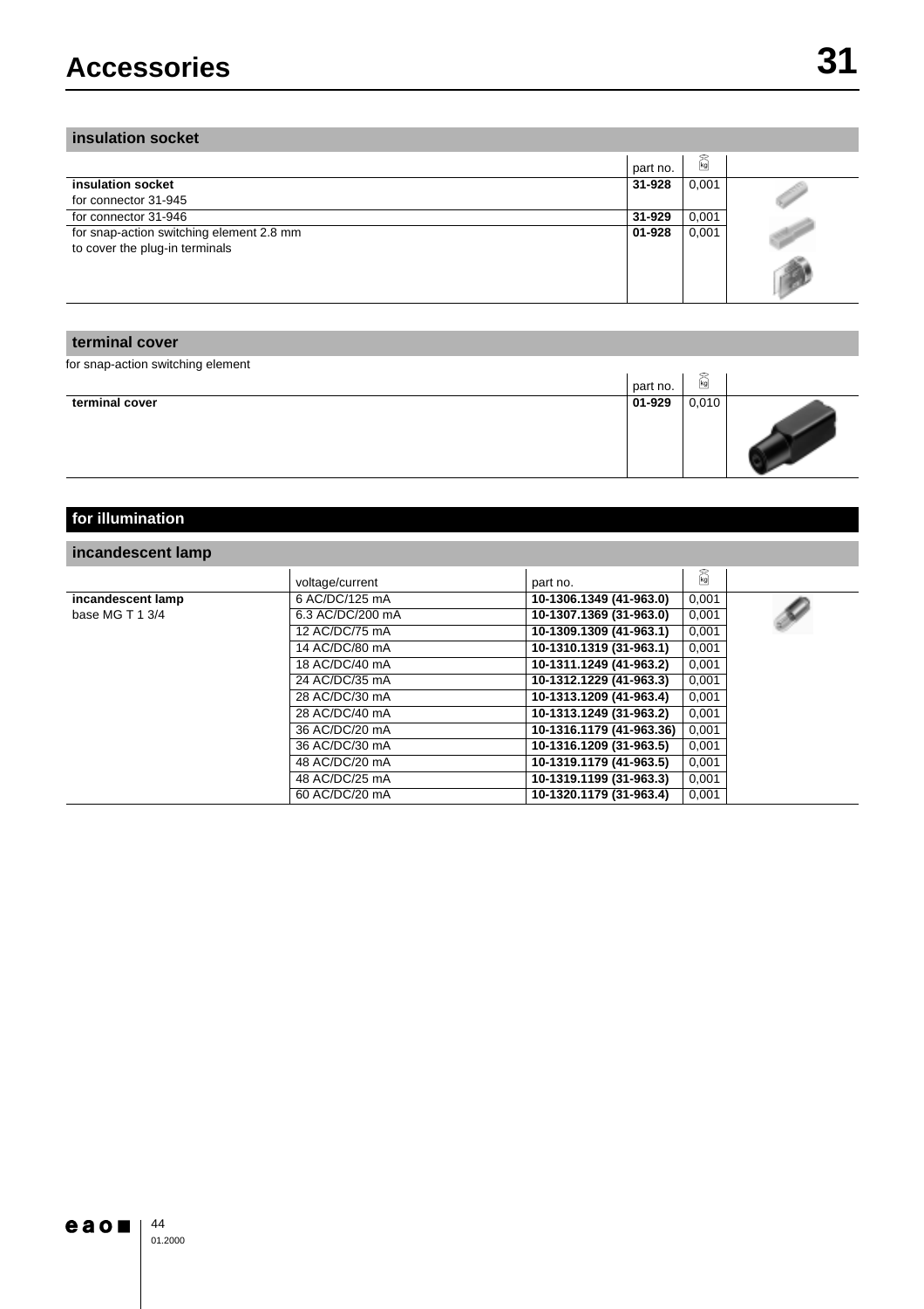# Accessories

## insulation socket

| | part no. | kg | |
|---|---|---|---|
| **insulation socket**<br>for connector 31-945 | **31-928** | 0,001 | |
| for connector 31-946 | **31-929** | 0,001 | |
| for snap-action switching element 2.8 mm<br>to cover the plug-in terminals | **01-928** | 0,001 | |

## terminal cover

for snap-action switching element

| | part no. | kg | |
|---|---|---|---|
| **terminal cover** | **01-929** | 0,010 | |

## for illumination

## incandescent lamp

| | voltage/current | part no. | kg | |
|---|---|---|---|---|
| **incandescent lamp**<br>base MG T 1 3/4 | 6 AC/DC/125 mA | **10-1306.1349 (41-963.0)** | 0,001 | |
| | 6.3 AC/DC/200 mA | **10-1307.1369 (31-963.0)** | 0,001 | |
| | 12 AC/DC/75 mA | **10-1309.1309 (41-963.1)** | 0,001 | |
| | 14 AC/DC/80 mA | **10-1310.1319 (31-963.1)** | 0,001 | |
| | 18 AC/DC/40 mA | **10-1311.1249 (41-963.2)** | 0,001 | |
| | 24 AC/DC/35 mA | **10-1312.1229 (41-963.3)** | 0,001 | |
| | 28 AC/DC/30 mA | **10-1313.1209 (41-963.4)** | 0,001 | |
| | 28 AC/DC/40 mA | **10-1313.1249 (31-963.2)** | 0,001 | |
| | 36 AC/DC/20 mA | **10-1316.1179 (41-963.36)** | 0,001 | |
| | 36 AC/DC/30 mA | **10-1316.1209 (31-963.5)** | 0,001 | |
| | 48 AC/DC/20 mA | **10-1319.1179 (41-963.5)** | 0,001 | |
| | 48 AC/DC/25 mA | **10-1319.1199 (31-963.3)** | 0,001 | |
| | 60 AC/DC/20 mA | **10-1320.1179 (31-963.4)** | 0,001 | |

01.2000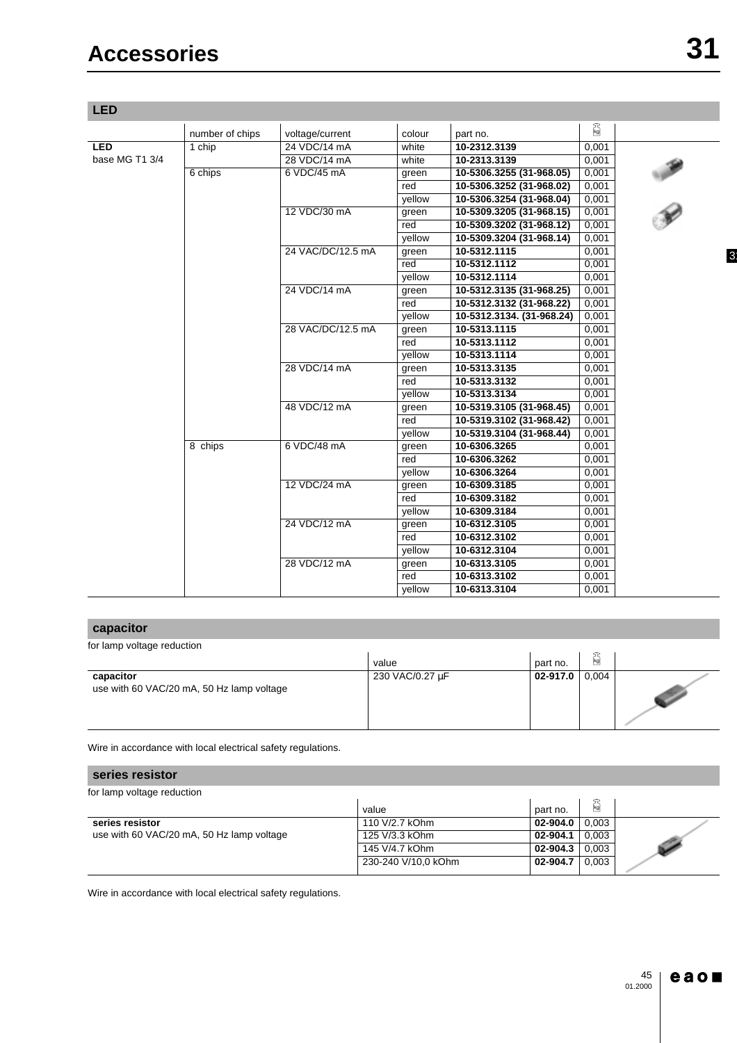# Accessories

## LED

| | number of chips | voltage/current | colour | part no. | kg |
|---|---|---|---|---|---|
| **LED** base MG T1 3/4 | 1 chip | 24 VDC/14 mA | white | **10-2312.3139** | 0,001 |
| | | 28 VDC/14 mA | white | **10-2313.3139** | 0,001 |
| | 6 chips | 6 VDC/45 mA | green | **10-5306.3255 (31-968.05)** | 0,001 |
| | | | red | **10-5306.3252 (31-968.02)** | 0,001 |
| | | | yellow | **10-5306.3254 (31-968.04)** | 0,001 |
| | | 12 VDC/30 mA | green | **10-5309.3205 (31-968.15)** | 0,001 |
| | | | red | **10-5309.3202 (31-968.12)** | 0,001 |
| | | | yellow | **10-5309.3204 (31-968.14)** | 0,001 |
| | | 24 VAC/DC/12.5 mA | green | **10-5312.1115** | 0,001 |
| | | | red | **10-5312.1112** | 0,001 |
| | | | yellow | **10-5312.1114** | 0,001 |
| | | 24 VDC/14 mA | green | **10-5312.3135 (31-968.25)** | 0,001 |
| | | | red | **10-5312.3132 (31-968.22)** | 0,001 |
| | | | yellow | **10-5312.3134. (31-968.24)** | 0,001 |
| | | 28 VAC/DC/12.5 mA | green | **10-5313.1115** | 0,001 |
| | | | red | **10-5313.1112** | 0,001 |
| | | | yellow | **10-5313.1114** | 0,001 |
| | | 28 VDC/14 mA | green | **10-5313.3135** | 0,001 |
| | | | red | **10-5313.3132** | 0,001 |
| | | | yellow | **10-5313.3134** | 0,001 |
| | | 48 VDC/12 mA | green | **10-5319.3105 (31-968.45)** | 0,001 |
| | | | red | **10-5319.3102 (31-968.42)** | 0,001 |
| | | | yellow | **10-5319.3104 (31-968.44)** | 0,001 |
| | 8 chips | 6 VDC/48 mA | green | **10-6306.3265** | 0,001 |
| | | | red | **10-6306.3262** | 0,001 |
| | | | yellow | **10-6306.3264** | 0,001 |
| | | 12 VDC/24 mA | green | **10-6309.3185** | 0,001 |
| | | | red | **10-6309.3182** | 0,001 |
| | | | yellow | **10-6309.3184** | 0,001 |
| | | 24 VDC/12 mA | green | **10-6312.3105** | 0,001 |
| | | | red | **10-6312.3102** | 0,001 |
| | | | yellow | **10-6312.3104** | 0,001 |
| | | 28 VDC/12 mA | green | **10-6313.3105** | 0,001 |
| | | | red | **10-6313.3102** | 0,001 |
| | | | yellow | **10-6313.3104** | 0,001 |

## capacitor

for lamp voltage reduction

| | value | part no. | kg |
|---|---|---|---|
| **capacitor** use with 60 VAC/20 mA, 50 Hz lamp voltage | 230 VAC/0.27 µF | **02-917.0** | 0,004 |

Wire in accordance with local electrical safety regulations.

## series resistor

for lamp voltage reduction

| | value | part no. | kg |
|---|---|---|---|
| **series resistor** use with 60 VAC/20 mA, 50 Hz lamp voltage | 110 V/2.7 kOhm | **02-904.0** | 0,003 |
| | 125 V/3.3 kOhm | **02-904.1** | 0,003 |
| | 145 V/4.7 kOhm | **02-904.3** | 0,003 |
| | 230-240 V/10,0 kOhm | **02-904.7** | 0,003 |

Wire in accordance with local electrical safety regulations.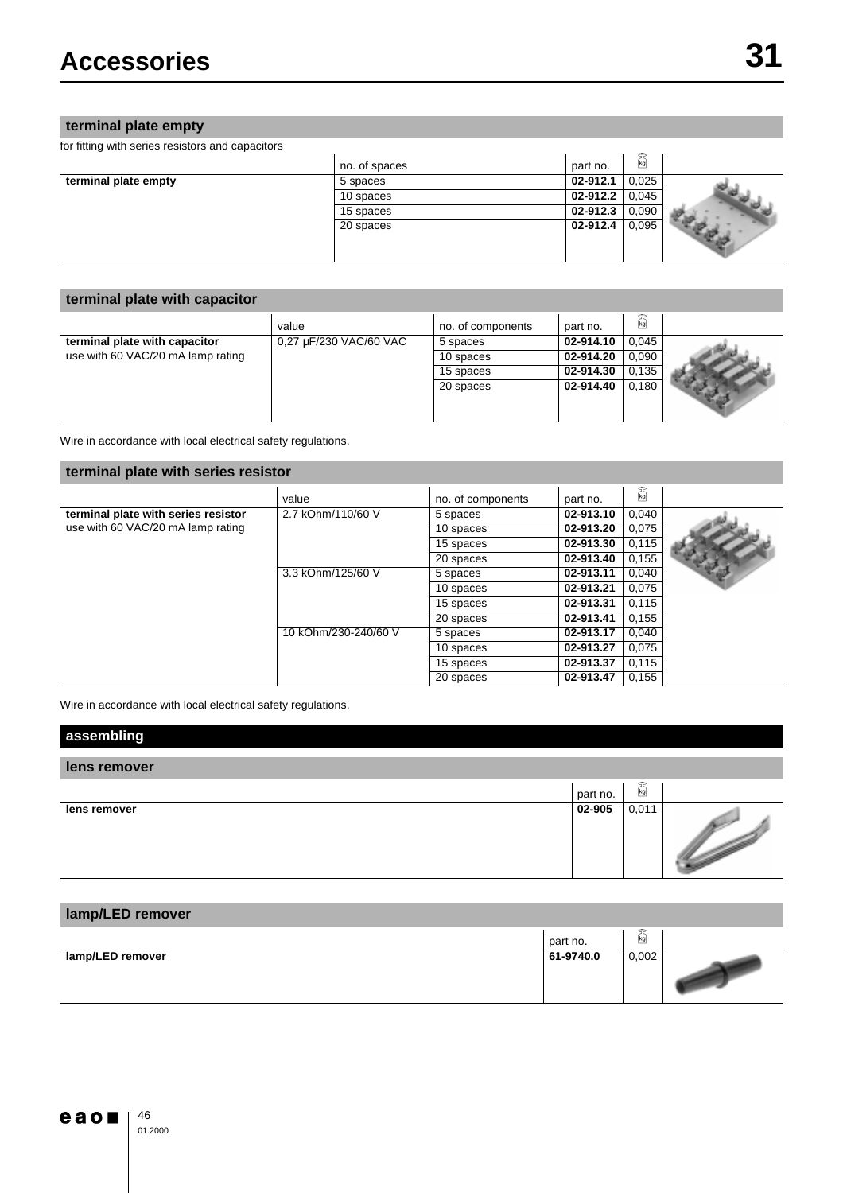# Accessories

## terminal plate empty

for fitting with series resistors and capacitors

| | no. of spaces | part no. | kg |
|---|---|---|---|
| **terminal plate empty** | 5 spaces | **02-912.1** | 0,025 |
| | 10 spaces | **02-912.2** | 0,045 |
| | 15 spaces | **02-912.3** | 0,090 |
| | 20 spaces | **02-912.4** | 0,095 |

## terminal plate with capacitor

| | value | no. of components | part no. | kg |
|---|---|---|---|---|
| **terminal plate with capacitor** use with 60 VAC/20 mA lamp rating | 0,27 µF/230 VAC/60 VAC | 5 spaces | **02-914.10** | 0,045 |
| | | 10 spaces | **02-914.20** | 0,090 |
| | | 15 spaces | **02-914.30** | 0,135 |
| | | 20 spaces | **02-914.40** | 0,180 |

Wire in accordance with local electrical safety regulations.

## terminal plate with series resistor

| | value | no. of components | part no. | kg |
|---|---|---|---|---|
| **terminal plate with series resistor** use with 60 VAC/20 mA lamp rating | 2.7 kOhm/110/60 V | 5 spaces | **02-913.10** | 0,040 |
| | | 10 spaces | **02-913.20** | 0,075 |
| | | 15 spaces | **02-913.30** | 0,115 |
| | | 20 spaces | **02-913.40** | 0,155 |
| | 3.3 kOhm/125/60 V | 5 spaces | **02-913.11** | 0,040 |
| | | 10 spaces | **02-913.21** | 0,075 |
| | | 15 spaces | **02-913.31** | 0,115 |
| | | 20 spaces | **02-913.41** | 0,155 |
| | 10 kOhm/230-240/60 V | 5 spaces | **02-913.17** | 0,040 |
| | | 10 spaces | **02-913.27** | 0,075 |
| | | 15 spaces | **02-913.37** | 0,115 |
| | | 20 spaces | **02-913.47** | 0,155 |

Wire in accordance with local electrical safety regulations.

## assembling

### lens remover

| | part no. | kg |
|---|---|---|
| **lens remover** | **02-905** | 0,011 |

### lamp/LED remover

| | part no. | kg |
|---|---|---|
| **lamp/LED remover** | **61-9740.0** | 0,002 |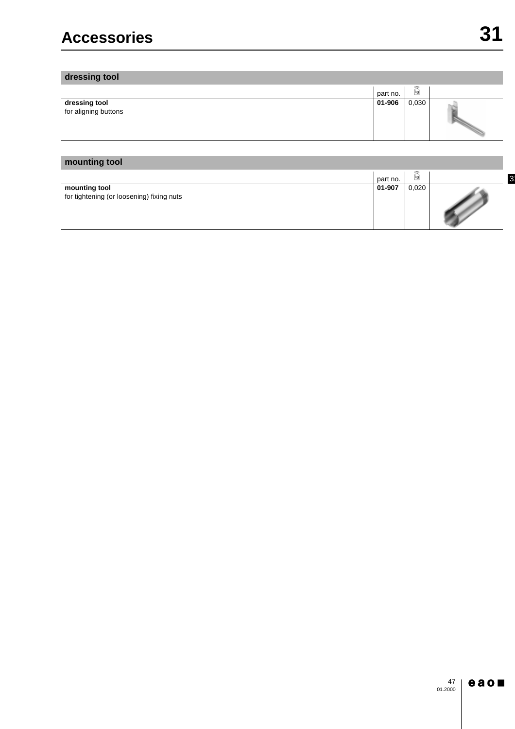# Accessories

## dressing tool

| | part no. | kg | |
|---|---|---|---|
| **dressing tool**<br>for aligning buttons | **01-906** | 0,030 | |

## mounting tool

| | part no. | kg | |
|---|---|---|---|
| **mounting tool**<br>for tightening (or loosening) fixing nuts | **01-907** | 0,020 | |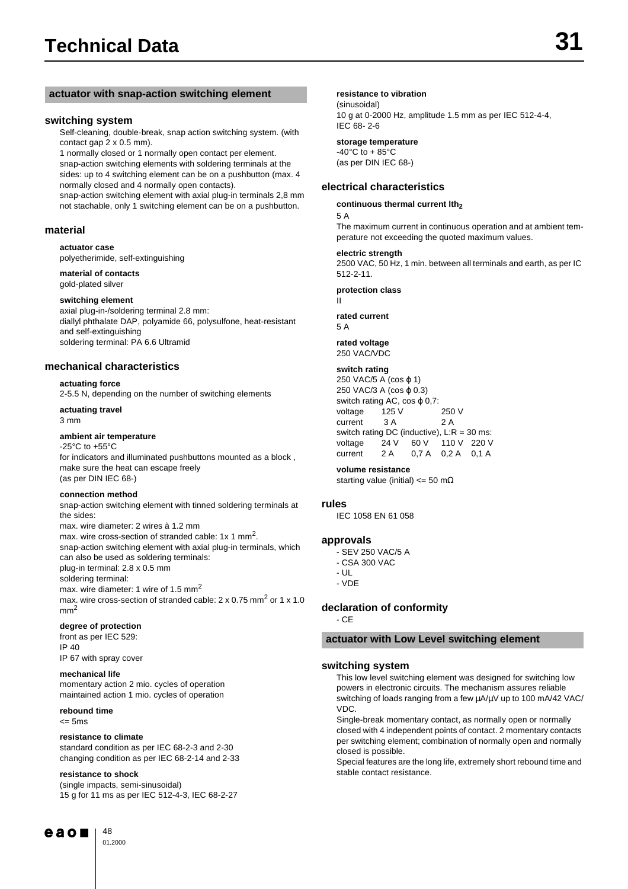# Technical Data

## actuator with snap-action switching element

### switching system

Self-cleaning, double-break, snap action switching system. (with contact gap 2 x 0.5 mm).
1 normally closed or 1 normally open contact per element.
snap-action switching elements with soldering terminals at the sides: up to 4 switching element can be on a pushbutton (max. 4 normally closed and 4 normally open contacts).
snap-action switching element with axial plug-in terminals 2,8 mm not stachable, only 1 switching element can be on a pushbutton.

### material

**actuator case**
polyetherimide, self-extinguishing

**material of contacts**
gold-plated silver

**switching element**
axial plug-in-/soldering terminal 2.8 mm:
diallyl phthalate DAP, polyamide 66, polysulfone, heat-resistant and self-extinguishing
soldering terminal: PA 6.6 Ultramid

### mechanical characteristics

**actuating force**
2-5.5 N, depending on the number of switching elements

**actuating travel**
3 mm

**ambient air temperature**
-25°C to +55°C
for indicators and illuminated pushbuttons mounted as a block , make sure the heat can escape freely
(as per DIN IEC 68-)

**connection method**
snap-action switching element with tinned soldering terminals at the sides:
max. wire diameter: 2 wires à 1.2 mm
max. wire cross-section of stranded cable: 1x 1 mm$^2$.
snap-action switching element with axial plug-in terminals, which can also be used as soldering terminals:
plug-in terminal: 2.8 x 0.5 mm
soldering terminal:
max. wire diameter: 1 wire of 1.5 mm$^2$
max. wire cross-section of stranded cable: 2 x 0.75 mm$^2$ or 1 x 1.0 mm$^2$

**degree of protection**
front as per IEC 529:
IP 40
IP 67 with spray cover

**mechanical life**
momentary action 2 mio. cycles of operation
maintained action 1 mio. cycles of operation

**rebound time**
<= 5ms

**resistance to climate**
standard condition as per IEC 68-2-3 and 2-30
changing condition as per IEC 68-2-14 and 2-33

**resistance to shock**
(single impacts, semi-sinusoidal)
15 g for 11 ms as per IEC 512-4-3, IEC 68-2-27

**resistance to vibration**
(sinusoidal)
10 g at 0-2000 Hz, amplitude 1.5 mm as per IEC 512-4-4, IEC 68- 2-6

**storage temperature**
-40°C to + 85°C
(as per DIN IEC 68-)

### electrical characteristics

**continuous thermal current Ith$_2$**
5 A
The maximum current in continuous operation and at ambient temperature not exceeding the quoted maximum values.

**electric strength**
2500 VAC, 50 Hz, 1 min. between all terminals and earth, as per IC 512-2-11.

**protection class**
II

**rated current**
5 A

**rated voltage**
250 VAC/VDC

**switch rating**
250 VAC/5 A (cos ϕ 1)
250 VAC/3 A (cos ϕ 0.3)
switch rating AC, cos ϕ 0,7:

| voltage | 125 V | 250 V |
|---|---|---|
| current | 3 A | 2 A |

switch rating DC (inductive), L:R = 30 ms:

| voltage | 24 V | 60 V | 110 V | 220 V |
|---|---|---|---|---|
| current | 2 A | 0,7 A | 0,2 A | 0,1 A |

**volume resistance**
starting value (initial) <= 50 mΩ

### rules

IEC 1058 EN 61 058

### approvals

- SEV 250 VAC/5 A
- CSA 300 VAC
- UL
- VDE

### declaration of conformity

- CE

## actuator with Low Level switching element

### switching system

This low level switching element was designed for switching low powers in electronic circuits. The mechanism assures reliable switching of loads ranging from a few µA/µV up to 100 mA/42 VAC/VDC.
Single-break momentary contact, as normally open or normally closed with 4 independent points of contact. 2 momentary contacts per switching element; combination of normally open and normally closed is possible.
Special features are the long life, extremely short rebound time and stable contact resistance.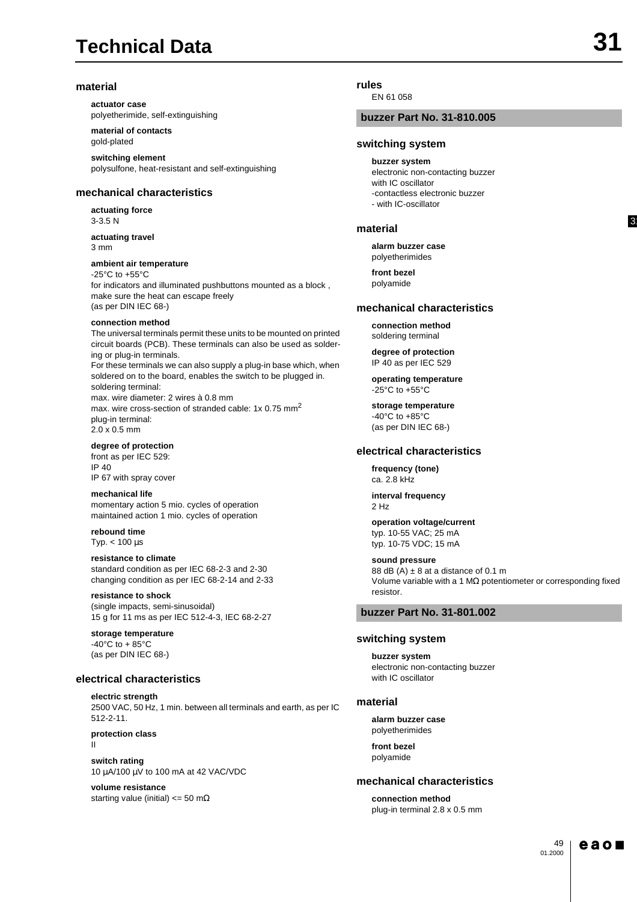# Technical Data

## material

**actuator case**
polyetherimide, self-extinguishing

**material of contacts**
gold-plated

**switching element**
polysulfone, heat-resistant and self-extinguishing

## mechanical characteristics

**actuating force**
3-3.5 N

**actuating travel**
3 mm

**ambient air temperature**
-25°C to +55°C
for indicators and illuminated pushbuttons mounted as a block , make sure the heat can escape freely
(as per DIN IEC 68-)

**connection method**
The universal terminals permit these units to be mounted on printed circuit boards (PCB). These terminals can also be used as soldering or plug-in terminals.
For these terminals we can also supply a plug-in base which, when soldered on to the board, enables the switch to be plugged in.
soldering terminal:
max. wire diameter: 2 wires à 0.8 mm
max. wire cross-section of stranded cable: 1x 0.75 $mm^2$
plug-in terminal:
2.0 x 0.5 mm

**degree of protection**
front as per IEC 529:
IP 40
IP 67 with spray cover

**mechanical life**
momentary action 5 mio. cycles of operation
maintained action 1 mio. cycles of operation

**rebound time**
Typ. < 100 µs

**resistance to climate**
standard condition as per IEC 68-2-3 and 2-30
changing condition as per IEC 68-2-14 and 2-33

**resistance to shock**
(single impacts, semi-sinusoidal)
15 g for 11 ms as per IEC 512-4-3, IEC 68-2-27

**storage temperature**
-40°C to + 85°C
(as per DIN IEC 68-)

## electrical characteristics

**electric strength**
2500 VAC, 50 Hz, 1 min. between all terminals and earth, as per IC 512-2-11.

**protection class**
II

**switch rating**
10 µA/100 µV to 100 mA at 42 VAC/VDC

**volume resistance**
starting value (initial) <= 50 mΩ

## rules

EN 61 058

## buzzer Part No. 31-810.005

### switching system

**buzzer system**
electronic non-contacting buzzer
with IC oscillator
-contactless electronic buzzer
- with IC-oscillator

### material

**alarm buzzer case**
polyetherimides

**front bezel**
polyamide

### mechanical characteristics

**connection method**
soldering terminal

**degree of protection**
IP 40 as per IEC 529

**operating temperature**
-25°C to +55°C

**storage temperature**
-40°C to +85°C
(as per DIN IEC 68-)

### electrical characteristics

**frequency (tone)**
ca. 2.8 kHz

**interval frequency**
2 Hz

**operation voltage/current**
typ. 10-55 VAC; 25 mA
typ. 10-75 VDC; 15 mA

**sound pressure**
88 dB (A) ± 8 at a distance of 0.1 m
Volume variable with a 1 MΩ potentiometer or corresponding fixed resistor.

## buzzer Part No. 31-801.002

### switching system

**buzzer system**
electronic non-contacting buzzer
with IC oscillator

### material

**alarm buzzer case**
polyetherimides

**front bezel**
polyamide

### mechanical characteristics

**connection method**
plug-in terminal 2.8 x 0.5 mm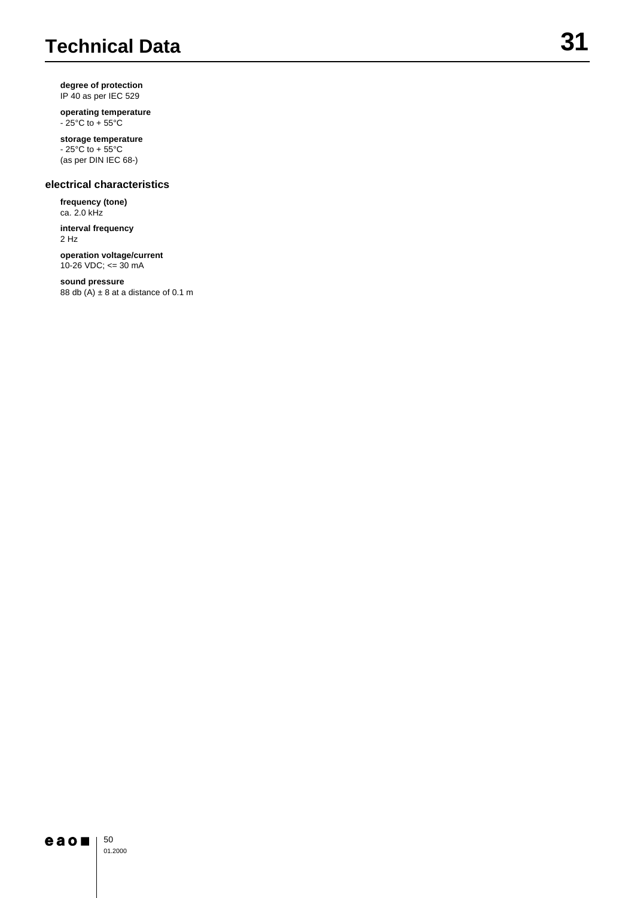# Technical Data

**degree of protection**
IP 40 as per IEC 529

**operating temperature**
- 25°C to + 55°C

**storage temperature**
- 25°C to + 55°C
(as per DIN IEC 68-)

## electrical characteristics

**frequency (tone)**
ca. 2.0 kHz

**interval frequency**
2 Hz

**operation voltage/current**
10-26 VDC; <= 30 mA

**sound pressure**
88 db (A) ± 8 at a distance of 0.1 m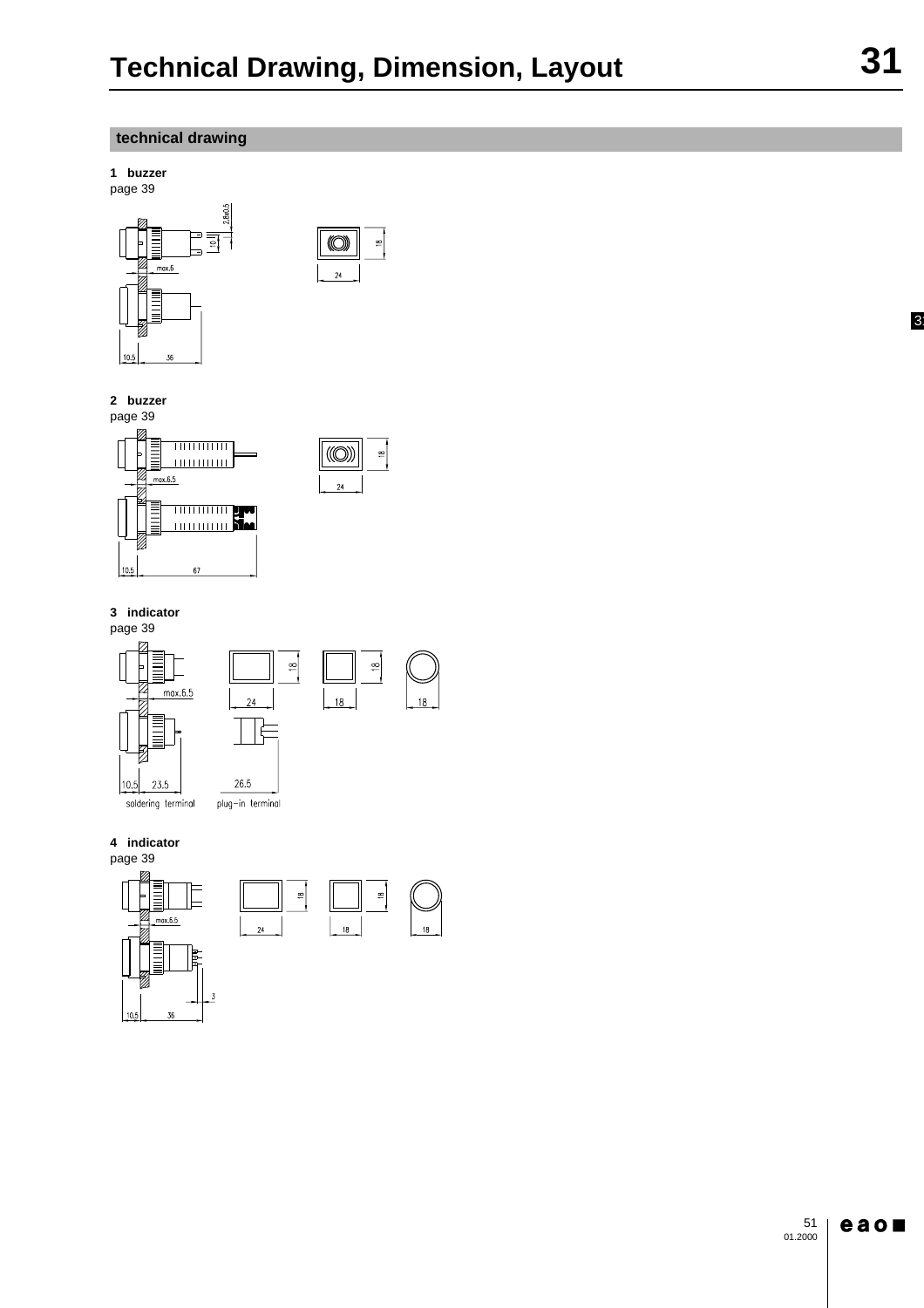# Technical Drawing, Dimension, Layout

## technical drawing

**1 buzzer**
page 39

2.8x0.5

10

max.6

18

24

10.5 36

**2 buzzer**
page 39

max.6.5

18

24

10.5 67

**3 indicator**
page 39

max.6.5

18

24

18

18

18

18

10.5 23.5

soldering terminal

26.5

plug-in terminal

**4 indicator**
page 39

max.6.5

18

24

18

18

18

3

10.5 36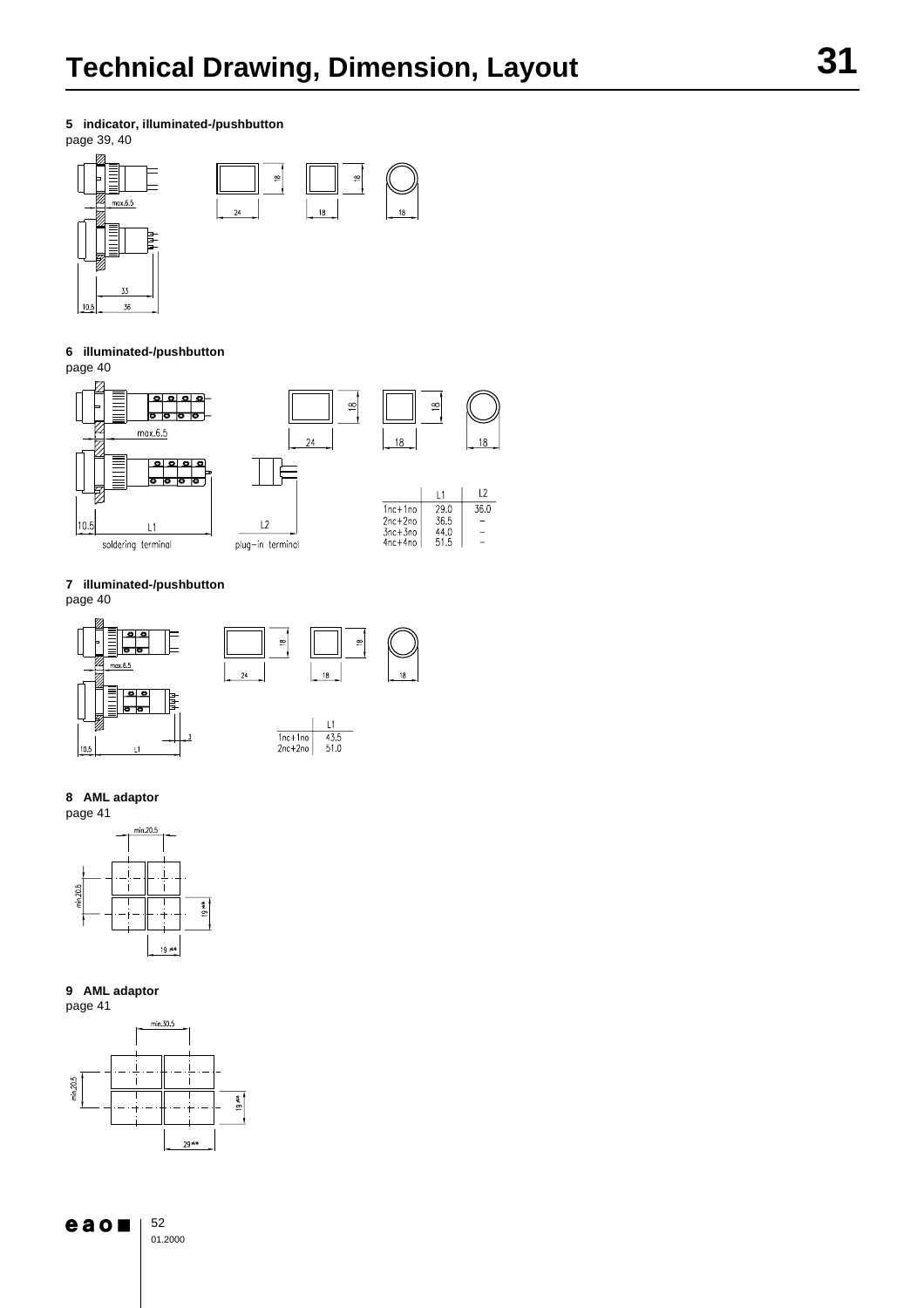# Technical Drawing, Dimension, Layout

**5 indicator, illuminated-/pushbutton**
page 39, 40

max.6.5

33

10.5 36

24 18 18 18 18

**6 illuminated-/pushbutton**
page 40

max.6.5

10.5 L1
soldering terminal

L2
plug-in terminal

24 18 18 18 18

| | L1 | L2 |
|---|---|---|
| 1nc+1no | 29.0 | 36.0 |
| 2nc+2no | 36.5 | – |
| 3nc+3no | 44.0 | – |
| 4nc+4no | 51.5 | – |

**7 illuminated-/pushbutton**
page 40

max.6.5

3

10.5 L1

24 18 18 18 18

| | L1 |
|---|---|
| 1nc+1no | 43.5 |
| 2nc+2no | 51.0 |

**8 AML adaptor**
page 41

min.20.5

min.20.5

19 +0.5

19 +0.5

**9 AML adaptor**
page 41

min.30.5

min.20.5

19 +0.5

29 +0.5

52
01.2000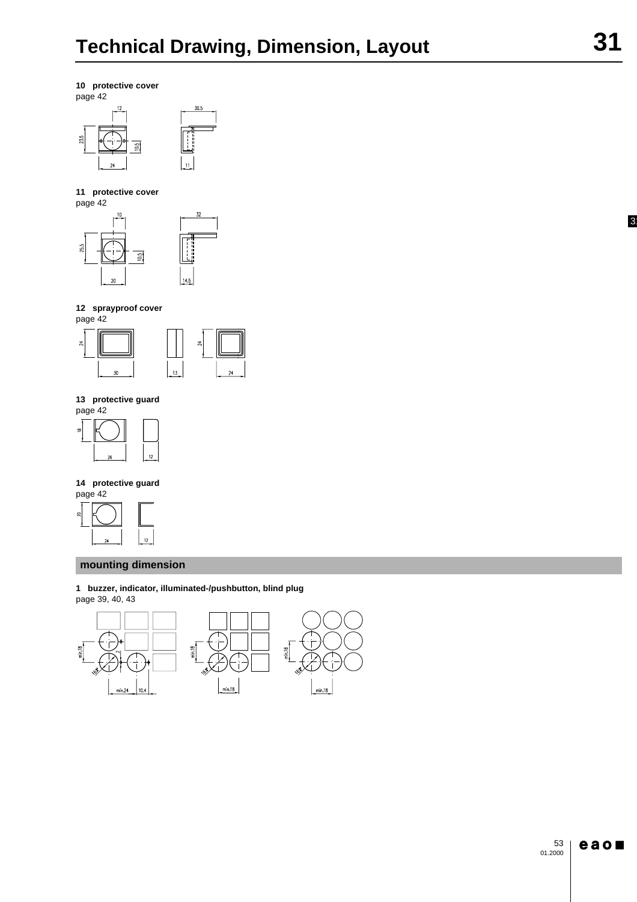# Technical Drawing, Dimension, Layout

**10 protective cover**
page 42

**11 protective cover**
page 42

**12 sprayproof cover**
page 42

**13 protective guard**
page 42

**14 protective guard**
page 42

## mounting dimension

**1 buzzer, indicator, illuminated-/pushbutton, blind plug**
page 39, 40, 43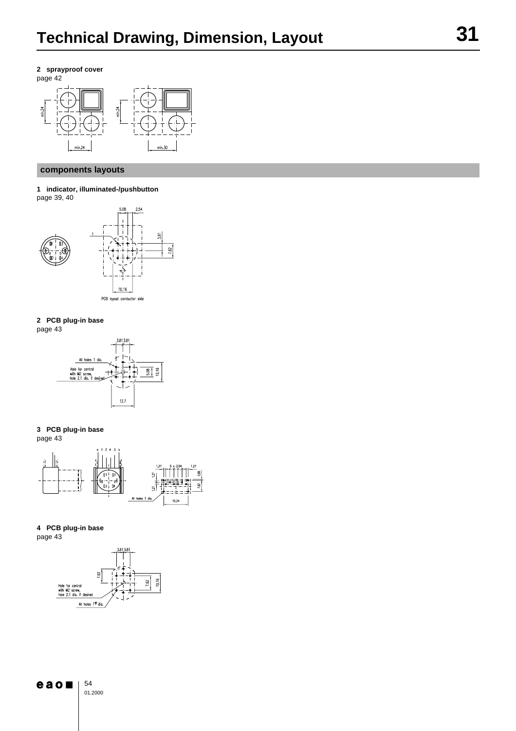# Technical Drawing, Dimension, Layout

**2 sprayproof cover**
page 42

min.24

min.24

min.24

min.30

## components layouts

**1 indicator, illuminated-/pushbutton**
page 39, 40

5,08 2,54

3,81

7,62

10,16

PCB layout conductor side

**2 PCB plug-in base**
page 43

3,81 3,81

All holes 1 dia.

Hole for central with M2 screw, hole 2.1 dia. if desired

5,08 10,16

12,7

**3 PCB plug-in base**
page 43

a 1 2 4 3 b

1,27 5 × 2,54 1,27

1,27 0,86

1,27 7,62

All holes 1 dia.

15,24

**4 PCB plug-in base**
page 43

3,81 3,81

7,62

7,62 10,16

Hole for central with M2 screw, hole 2.1 dia. if desired

All holes 1 dia.

54
01.2000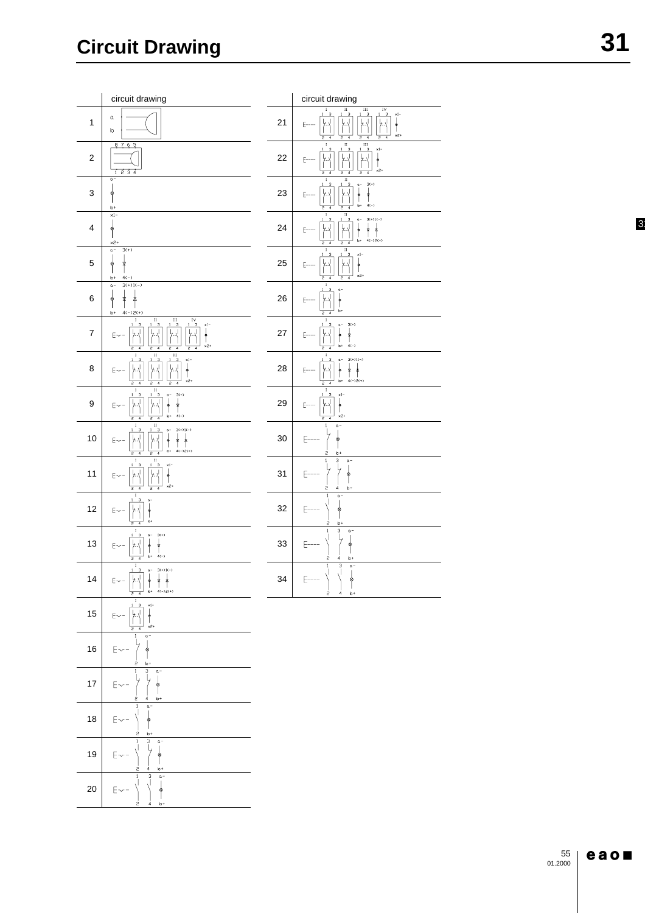# Circuit Drawing

| | circuit drawing |
|---|---|
| 1 | a, b |
| 2 | 8 7 6 5 / 1 2 3 4 |
| 3 | a− / b+ |
| 4 | x1− / x2+ |
| 5 | a− 3(+) / b+ 4(−) |
| 6 | a− 3(+)1(−) / b+ 4(−)2(+) |
| 7 | I II III IV, 1 3, 2 4, x1− / x2+ |
| 8 | I II III, 1 3, 2 4, x1− / x2+ |
| 9 | I II, 1 3, 2 4, a− 3(+) / b+ 4(−) |
| 10 | I II, 1 3, 2 4, a− 3(+)1(−) / b+ 4(−)2(+) |
| 11 | I II, 1 3, 2 4, x1− / x2+ |
| 12 | I, 1 3, 2 4, a− / b+ |
| 13 | I, 1 3, 2 4, a− 3(+) / b+ 4(−) |
| 14 | I, 1 3, 2 4, a− 3(+)1(−) / b+ 4(−)2(+) |
| 15 | I, 1 3, 2 4, x1− / x2+ |
| 16 | 1 2, a− / b+ |
| 17 | 1 3, 2 4, a− / b+ |
| 18 | 1 2, a− / b+ |
| 19 | 1 3, 2 4, a− / b+ |
| 20 | 1 3, 2 4, a− / b+ |

| | circuit drawing |
|---|---|
| 21 | I II III IV, 1 3, 2 4, x1− / x2+ |
| 22 | I II III, 1 3, 2 4, x1− / x2+ |
| 23 | I II, 1 3, 2 4, a− 3(+) / b+ 4(−) |
| 24 | I II, 1 3, 2 4, a− 3(+)1(−) / b+ 4(−)2(+) |
| 25 | I II, 1 3, 2 4, x1− / x2+ |
| 26 | I, 1 3, 2 4, a− / b+ |
| 27 | I, 1 3, 2 4, a− 3(+) / b+ 4(−) |
| 28 | I, 1 3, 2 4, a− 3(+)1(−) / b+ 4(−)2(+) |
| 29 | I, 1 3, 2 4, x1− / x2+ |
| 30 | 1 2, a− / b+ |
| 31 | 1 3, 2 4, a− / b+ |
| 32 | 1 2, a− / b+ |
| 33 | 1 3, 2 4, a− / b+ |
| 34 | 1 3, 2 4, a− / b+ |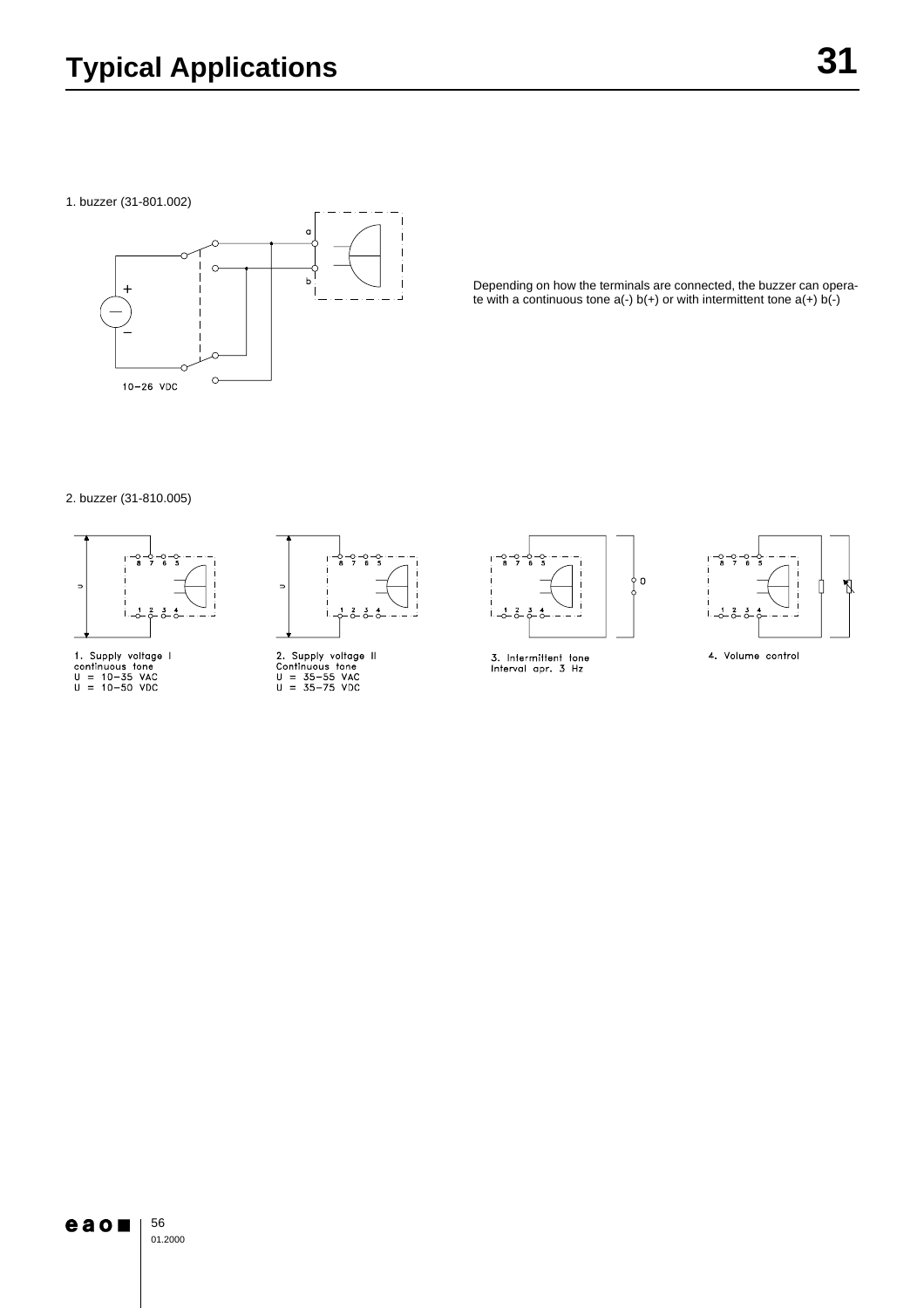# Typical Applications

1. buzzer (31-801.002)

a

b

+

–

10–26 VDC

Depending on how the terminals are connected, the buzzer can operate with a continuous tone a(-) b(+) or with intermittent tone a(+) b(-)

2. buzzer (31-810.005)

1. Supply voltage I
continuous tone
U = 10–35 VAC
U = 10–50 VDC

2. Supply voltage II
Continuous tone
U = 35–55 VAC
U = 35–75 VDC

3. Intermittent tone
Interval apr. 3 Hz

4. Volume control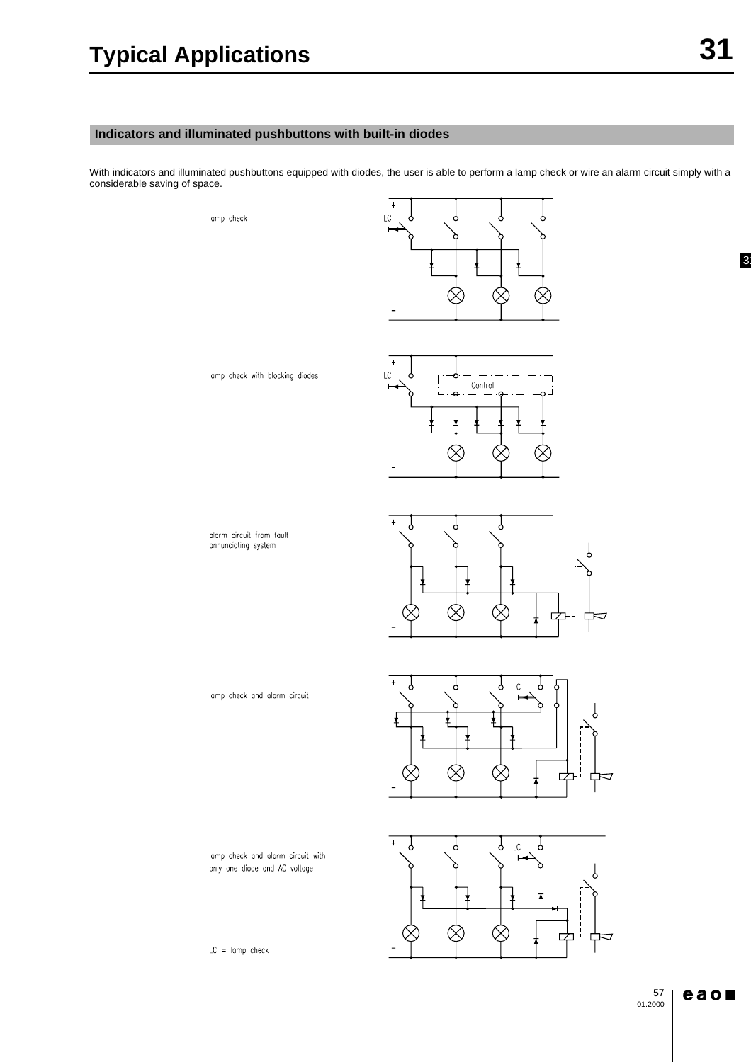# Typical Applications

## Indicators and illuminated pushbuttons with built-in diodes

With indicators and illuminated pushbuttons equipped with diodes, the user is able to perform a lamp check or wire an alarm circuit simply with a considerable saving of space.

lamp check

lamp check with blocking diodes

alarm circuit from fault annunciating system

lamp check and alarm circuit

lamp check and alarm circuit with only one diode and AC voltage

LC = lamp check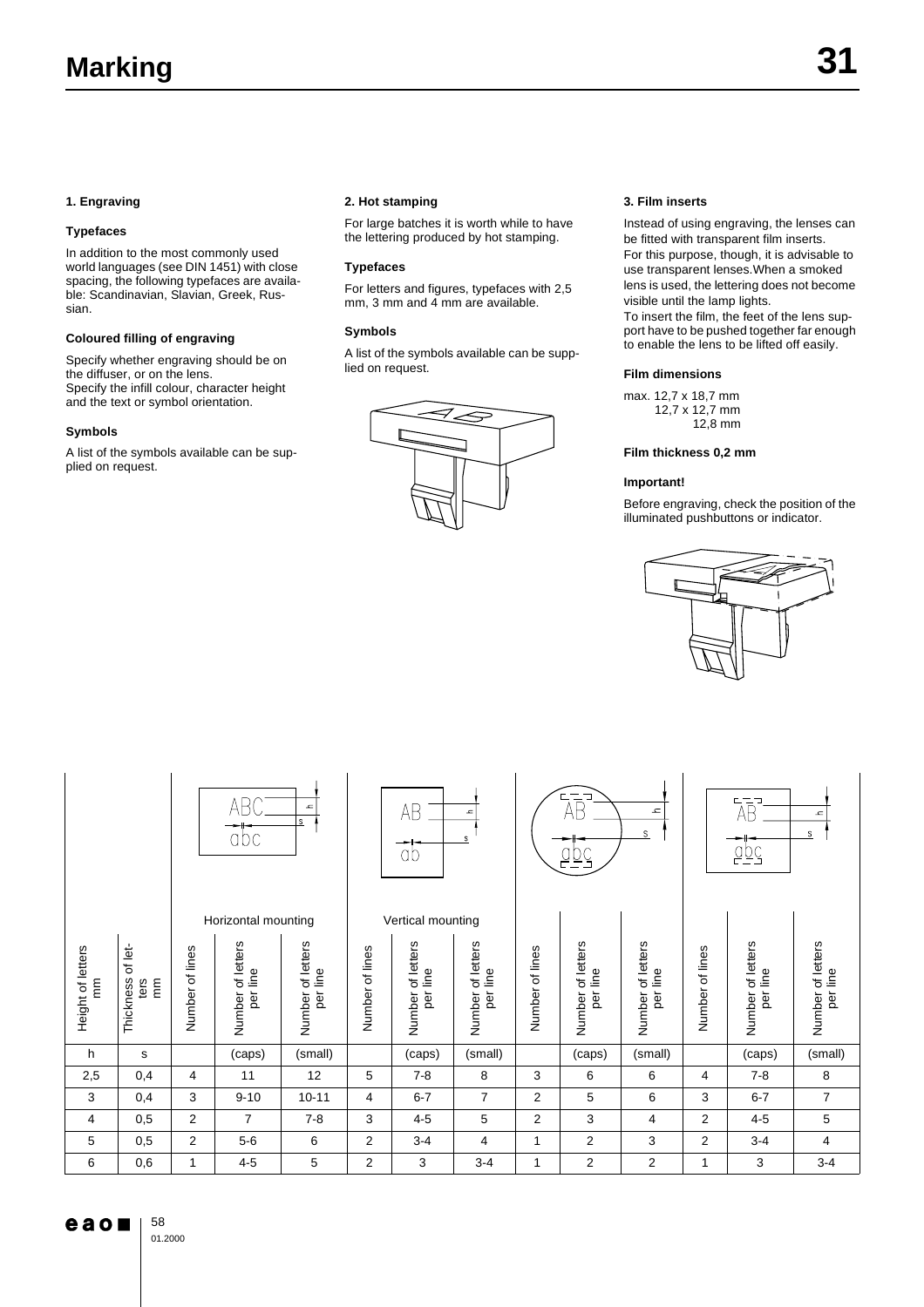# Marking

### 1. Engraving

**Typefaces**

In addition to the most commonly used world languages (see DIN 1451) with close spacing, the following typefaces are available: Scandinavian, Slavian, Greek, Russian.

**Coloured filling of engraving**

Specify whether engraving should be on the diffuser, or on the lens.
Specify the infill colour, character height and the text or symbol orientation.

**Symbols**

A list of the symbols available can be supplied on request.

### 2. Hot stamping

For large batches it is worth while to have the lettering produced by hot stamping.

**Typefaces**

For letters and figures, typefaces with 2,5 mm, 3 mm and 4 mm are available.

**Symbols**

A list of the symbols available can be supplied on request.

### 3. Film inserts

Instead of using engraving, the lenses can be fitted with transparent film inserts.
For this purpose, though, it is advisable to use transparent lenses. When a smoked lens is used, the lettering does not become visible until the lamp lights.
To insert the film, the feet of the lens support have to be pushed together far enough to enable the lens to be lifted off easily.

**Film dimensions**

max. 12,7 x 18,7 mm
12,7 x 12,7 mm
12,8 mm

**Film thickness 0,2 mm**

**Important!**

Before engraving, check the position of the illuminated pushbuttons or indicator.

| | | Horizontal mounting | | | Vertical mounting | | | | | | | | |
|---|---|---|---|---|---|---|---|---|---|---|---|---|---|
| Height of letters mm | Thickness of letters mm | Number of lines | Number of letters per line | Number of letters per line | Number of lines | Number of letters per line | Number of letters per line | Number of lines | Number of letters per line | Number of letters per line | Number of lines | Number of letters per line | Number of letters per line |
| h | s | | (caps) | (small) | | (caps) | (small) | | (caps) | (small) | | (caps) | (small) |
| 2,5 | 0,4 | 4 | 11 | 12 | 5 | 7-8 | 8 | 3 | 6 | 6 | 4 | 7-8 | 8 |
| 3 | 0,4 | 3 | 9-10 | 10-11 | 4 | 6-7 | 7 | 2 | 5 | 6 | 3 | 6-7 | 7 |
| 4 | 0,5 | 2 | 7 | 7-8 | 3 | 4-5 | 5 | 2 | 3 | 4 | 2 | 4-5 | 5 |
| 5 | 0,5 | 2 | 5-6 | 6 | 2 | 3-4 | 4 | 1 | 2 | 3 | 2 | 3-4 | 4 |
| 6 | 0,6 | 1 | 4-5 | 5 | 2 | 3 | 3-4 | 1 | 2 | 2 | 1 | 3 | 3-4 |